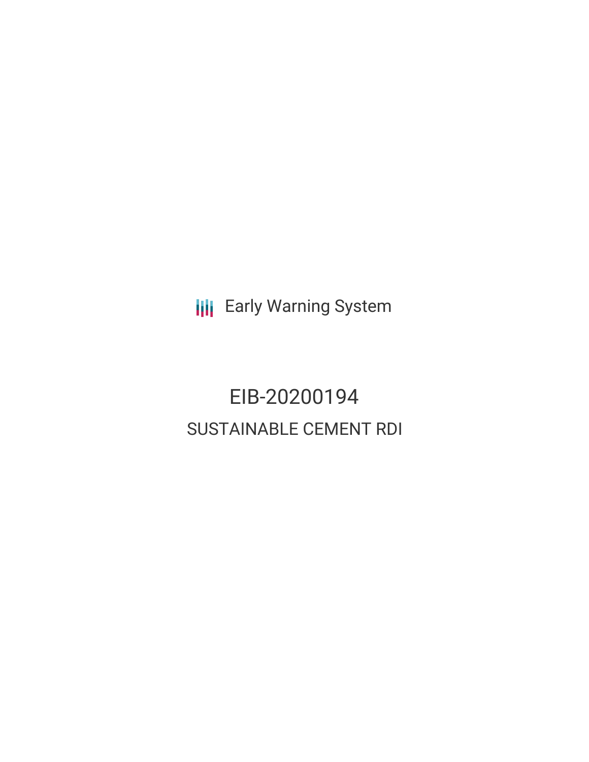Early Warning System

# EIB-20200194

## SUSTAINABLE CEMENT RDI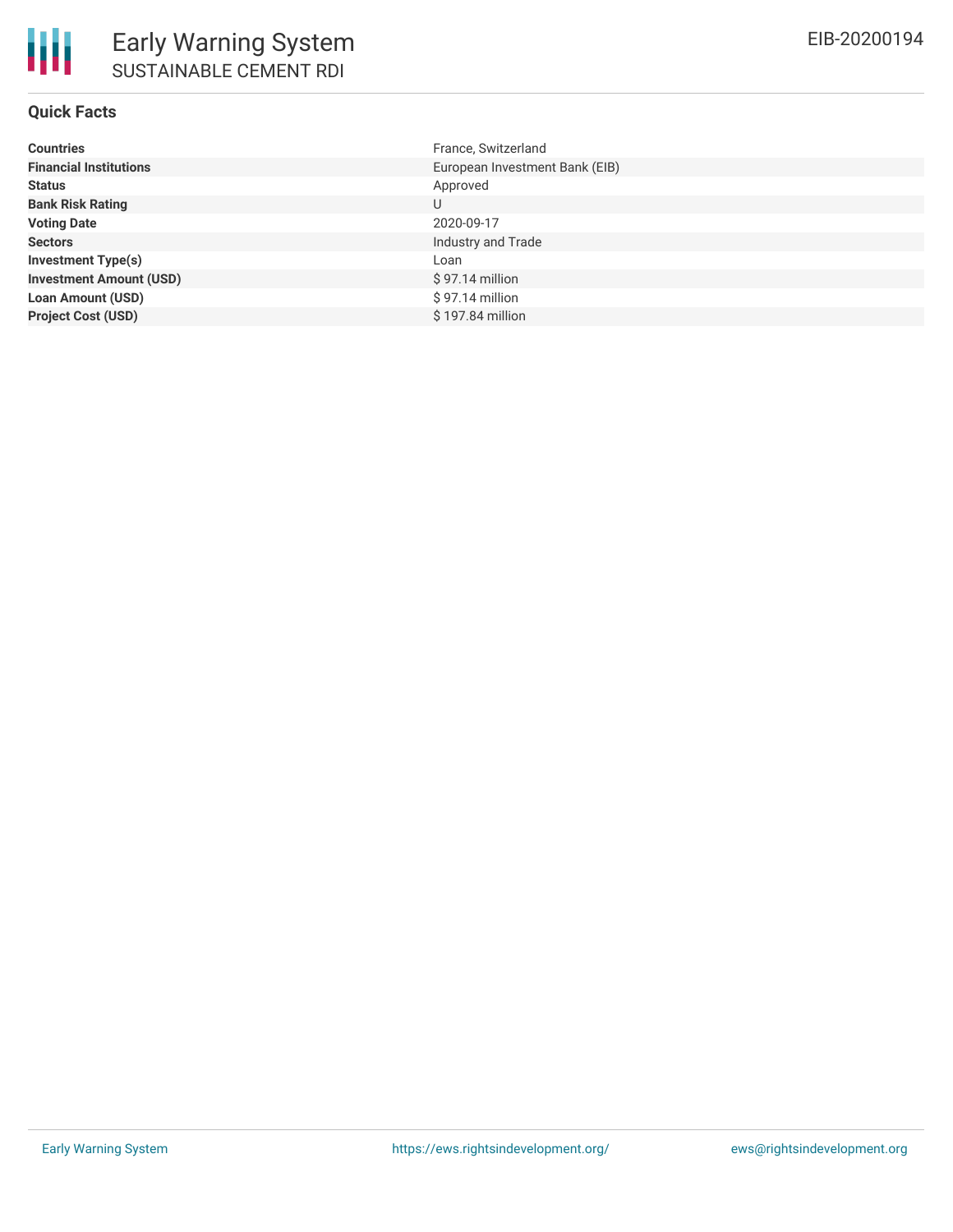# Early Warning System

## SUSTAINABLE CEMENT RDI

EIB-20200194

### Quick Facts

| | |
|---|---|
| **Countries** | France, Switzerland |
| **Financial Institutions** | European Investment Bank (EIB) |
| **Status** | Approved |
| **Bank Risk Rating** | U |
| **Voting Date** | 2020-09-17 |
| **Sectors** | Industry and Trade |
| **Investment Type(s)** | Loan |
| **Investment Amount (USD)** | $ 97.14 million |
| **Loan Amount (USD)** | $ 97.14 million |
| **Project Cost (USD)** | $ 197.84 million |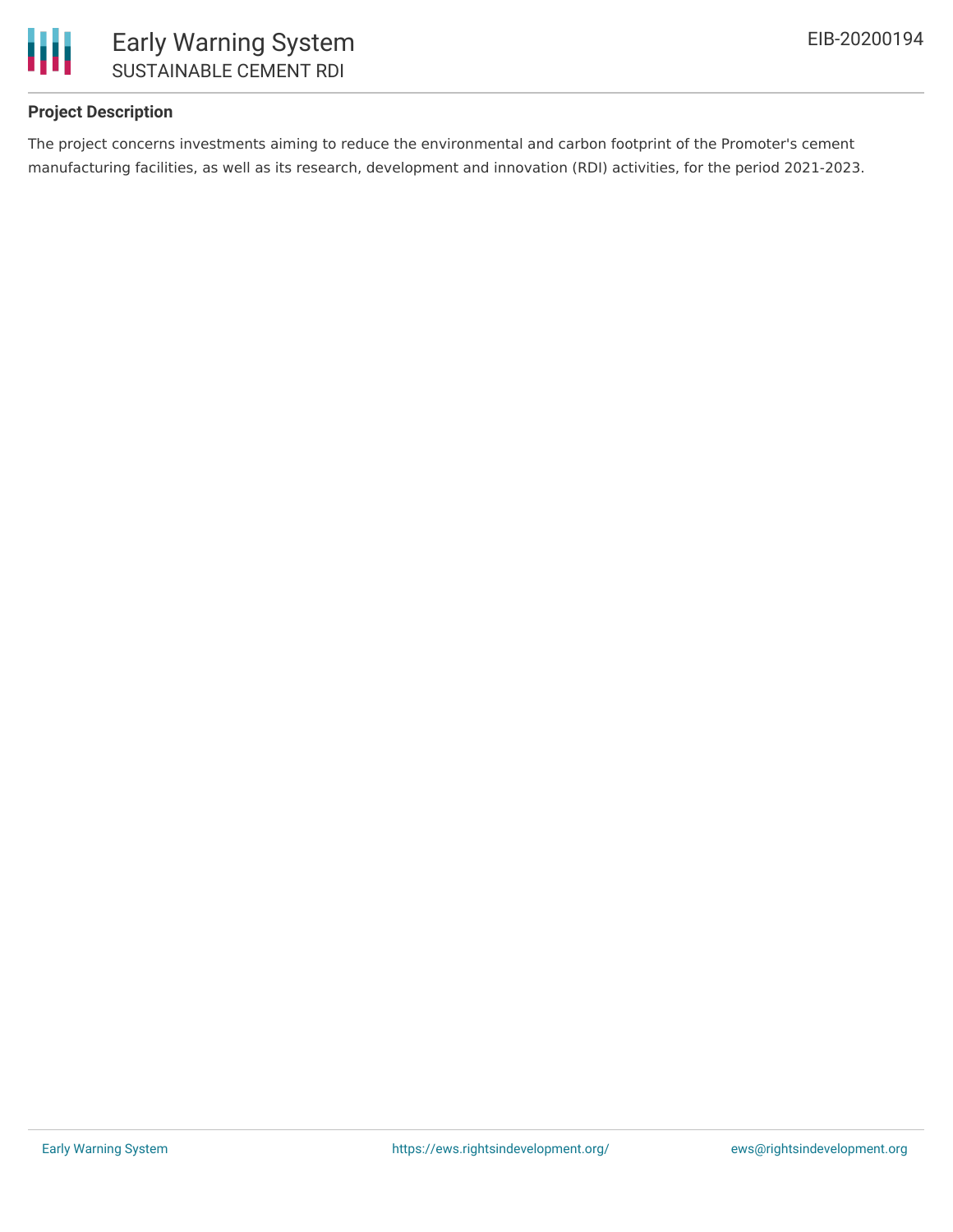### Project Description

The project concerns investments aiming to reduce the environmental and carbon footprint of the Promoter's cement manufacturing facilities, as well as its research, development and innovation (RDI) activities, for the period 2021-2023.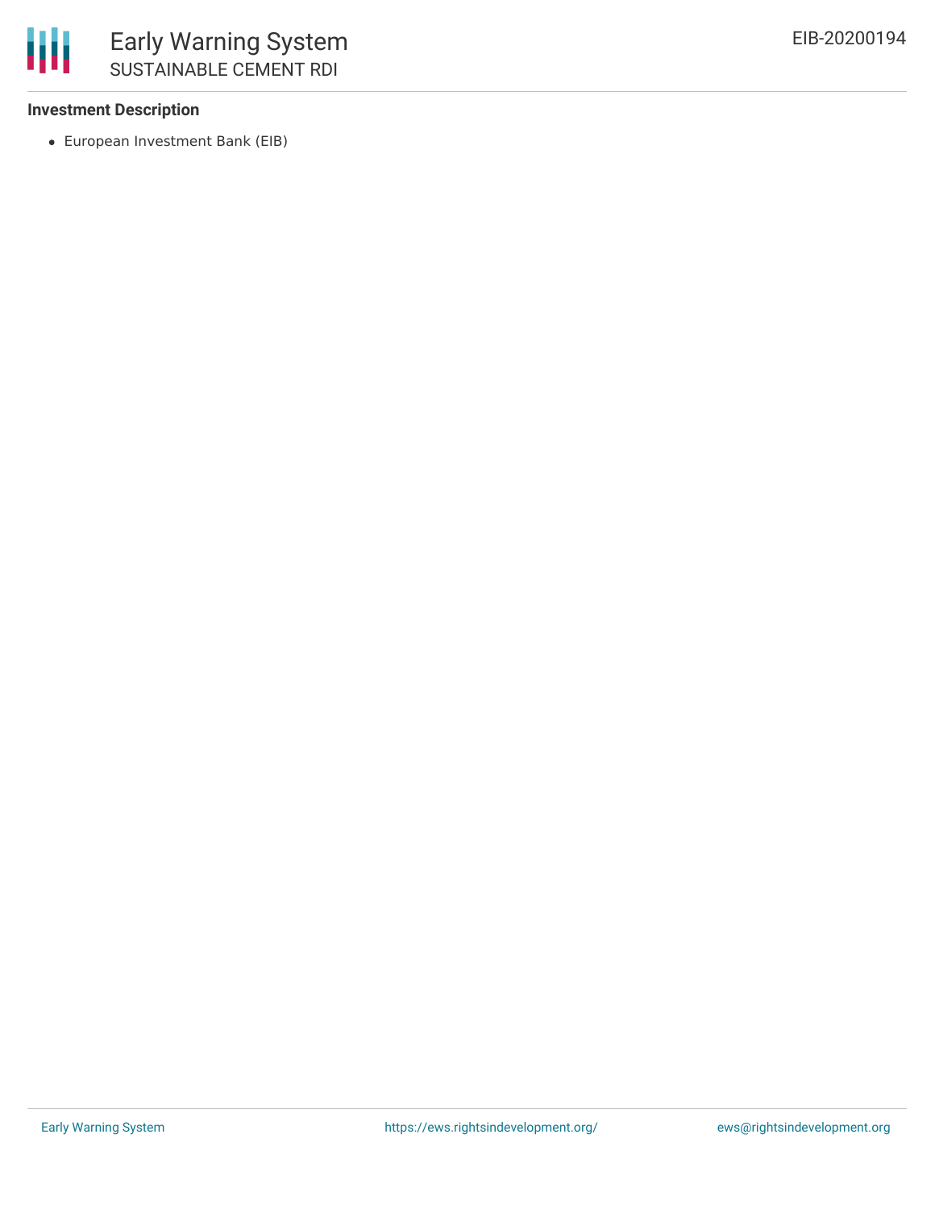**Investment Description**

- European Investment Bank (EIB)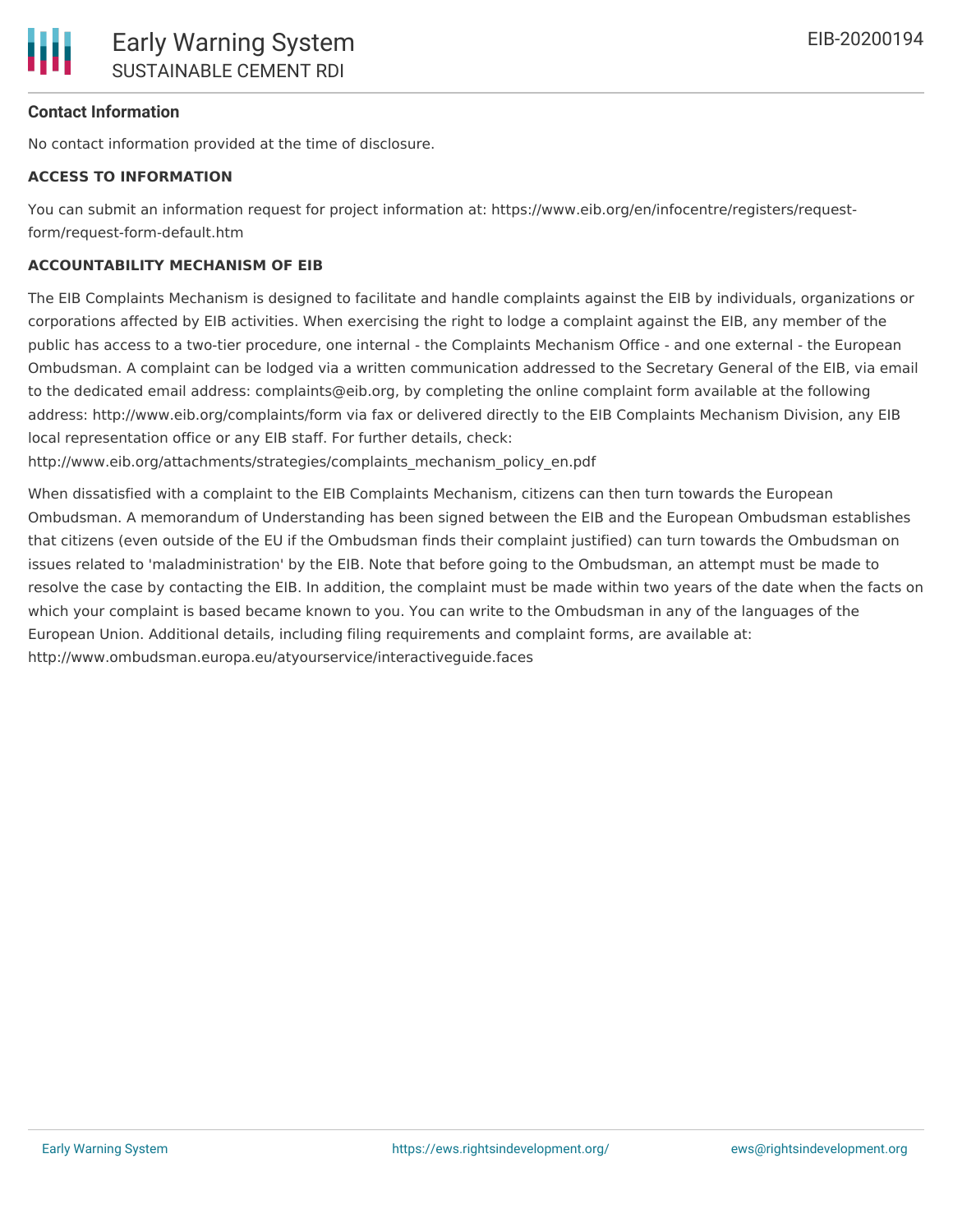#### Contact Information

No contact information provided at the time of disclosure.

**ACCESS TO INFORMATION**

You can submit an information request for project information at: https://www.eib.org/en/infocentre/registers/request-form/request-form-default.htm

**ACCOUNTABILITY MECHANISM OF EIB**

The EIB Complaints Mechanism is designed to facilitate and handle complaints against the EIB by individuals, organizations or corporations affected by EIB activities. When exercising the right to lodge a complaint against the EIB, any member of the public has access to a two-tier procedure, one internal - the Complaints Mechanism Office - and one external - the European Ombudsman. A complaint can be lodged via a written communication addressed to the Secretary General of the EIB, via email to the dedicated email address: complaints@eib.org, by completing the online complaint form available at the following address: http://www.eib.org/complaints/form via fax or delivered directly to the EIB Complaints Mechanism Division, any EIB local representation office or any EIB staff. For further details, check: http://www.eib.org/attachments/strategies/complaints_mechanism_policy_en.pdf

When dissatisfied with a complaint to the EIB Complaints Mechanism, citizens can then turn towards the European Ombudsman. A memorandum of Understanding has been signed between the EIB and the European Ombudsman establishes that citizens (even outside of the EU if the Ombudsman finds their complaint justified) can turn towards the Ombudsman on issues related to 'maladministration' by the EIB. Note that before going to the Ombudsman, an attempt must be made to resolve the case by contacting the EIB. In addition, the complaint must be made within two years of the date when the facts on which your complaint is based became known to you. You can write to the Ombudsman in any of the languages of the European Union. Additional details, including filing requirements and complaint forms, are available at: http://www.ombudsman.europa.eu/atyourservice/interactiveguide.faces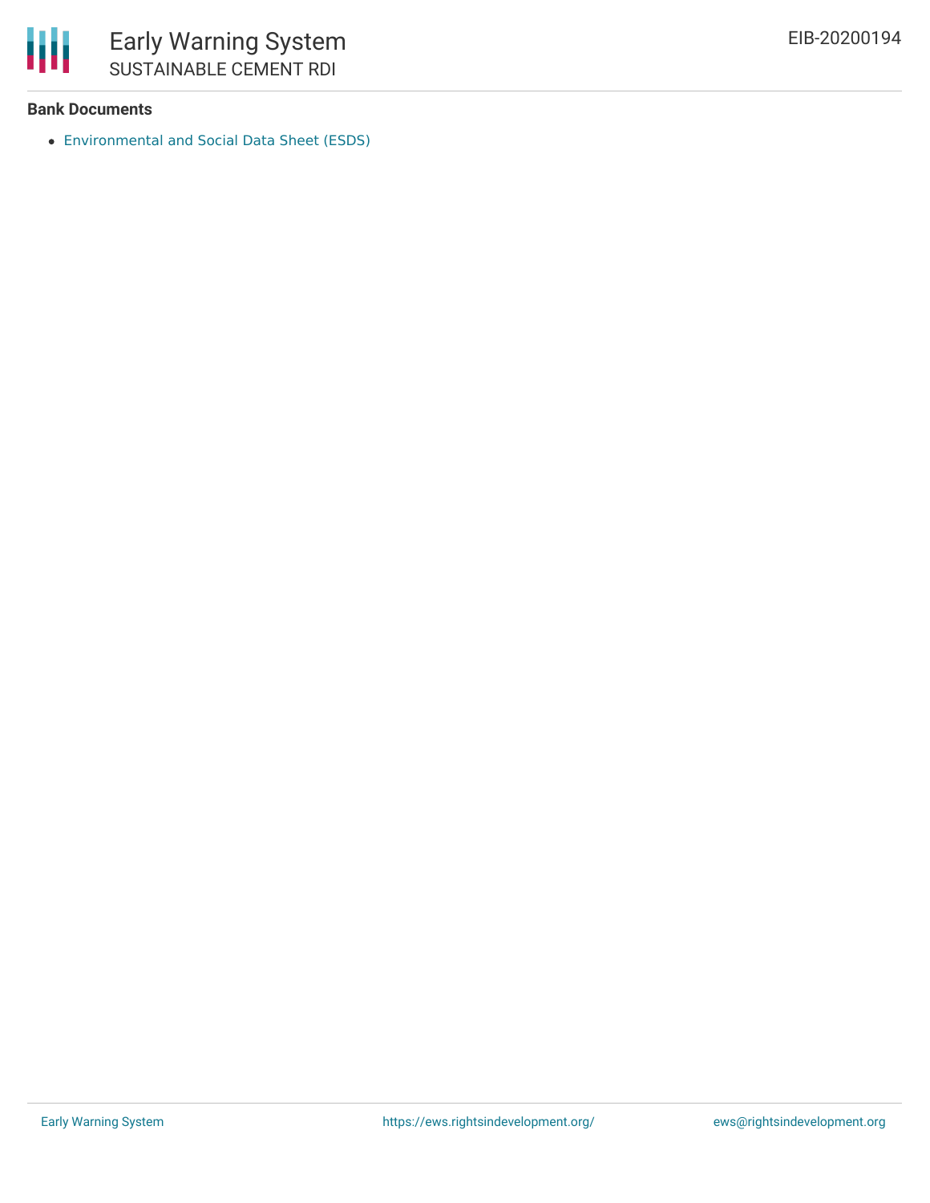**Bank Documents**

- Environmental and Social Data Sheet (ESDS)